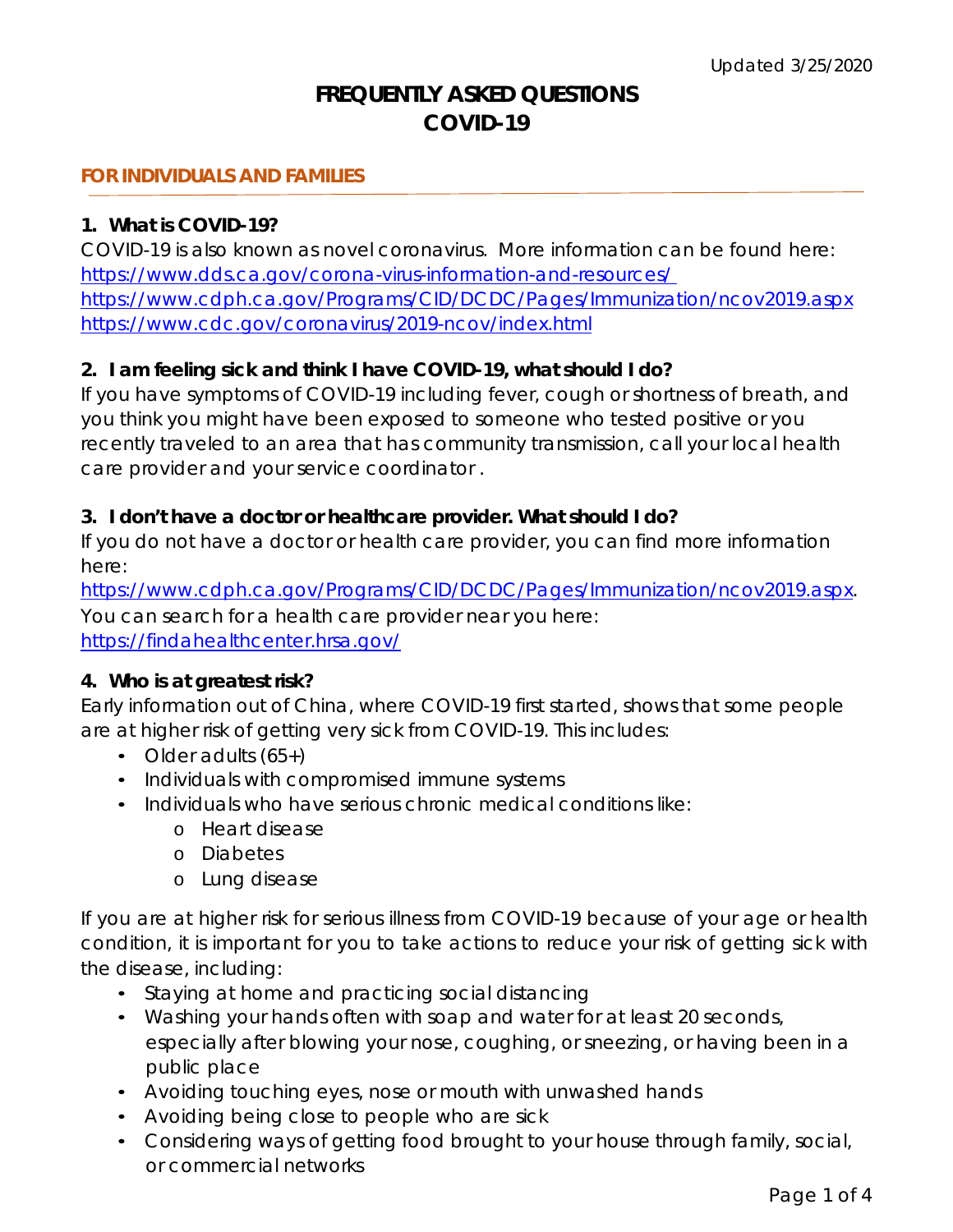Updated 3/25/2020

# FREQUENTLY ASKED QUESTIONS
# COVID-19

## FOR INDIVIDUALS AND FAMILIES

### 1. What is COVID-19?

COVID-19 is also known as novel coronavirus. More information can be found here:
https://www.dds.ca.gov/corona-virus-information-and-resources/
https://www.cdph.ca.gov/Programs/CID/DCDC/Pages/Immunization/ncov2019.aspx
https://www.cdc.gov/coronavirus/2019-ncov/index.html

### 2. I am feeling sick and think I have COVID-19, what should I do?

If you have symptoms of COVID-19 including fever, cough or shortness of breath, and you think you might have been exposed to someone who tested positive or you recently traveled to an area that has community transmission, call your local health care provider and your service coordinator .

### 3. I don't have a doctor or healthcare provider. What should I do?

If you do not have a doctor or health care provider, you can find more information here:
https://www.cdph.ca.gov/Programs/CID/DCDC/Pages/Immunization/ncov2019.aspx.
You can search for a health care provider near you here:
https://findahealthcenter.hrsa.gov/

### 4. Who is at greatest risk?

Early information out of China, where COVID-19 first started, shows that some people are at higher risk of getting very sick from COVID-19. This includes:

- Older adults (65+)
- Individuals with compromised immune systems
- Individuals who have serious chronic medical conditions like:
  - Heart disease
  - Diabetes
  - Lung disease

If you are at higher risk for serious illness from COVID-19 because of your age or health condition, it is important for you to take actions to reduce your risk of getting sick with the disease, including:

- Staying at home and practicing social distancing
- Washing your hands often with soap and water for at least 20 seconds, especially after blowing your nose, coughing, or sneezing, or having been in a public place
- Avoiding touching eyes, nose or mouth with unwashed hands
- Avoiding being close to people who are sick
- Considering ways of getting food brought to your house through family, social, or commercial networks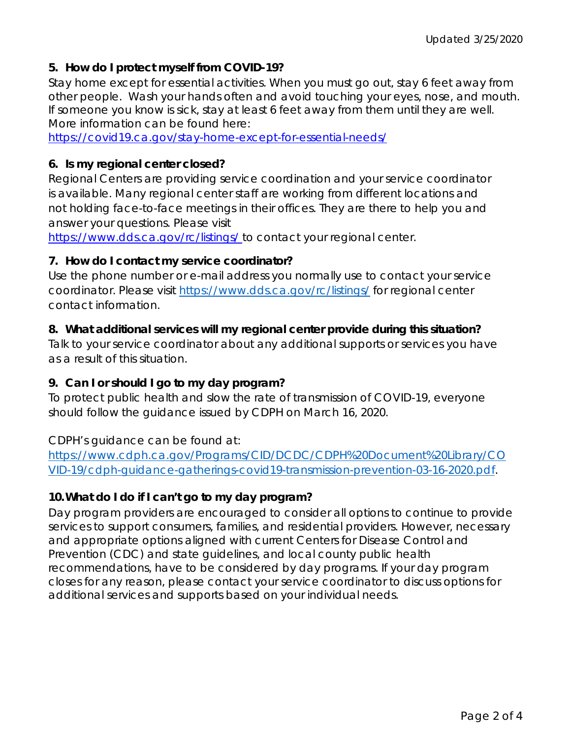Updated 3/25/2020

**5. How do I protect myself from COVID-19?**

Stay home except for essential activities. When you must go out, stay 6 feet away from other people. Wash your hands often and avoid touching your eyes, nose, and mouth. If someone you know is sick, stay at least 6 feet away from them until they are well. More information can be found here:
https://covid19.ca.gov/stay-home-except-for-essential-needs/

**6. Is my regional center closed?**

Regional Centers are providing service coordination and your service coordinator is available. Many regional center staff are working from different locations and not holding face-to-face meetings in their offices. They are there to help you and answer your questions. Please visit
https://www.dds.ca.gov/rc/listings/ to contact your regional center.

**7. How do I contact my service coordinator?**

Use the phone number or e-mail address you normally use to contact your service coordinator. Please visit https://www.dds.ca.gov/rc/listings/ for regional center contact information.

**8. What additional services will my regional center provide during this situation?**

Talk to your service coordinator about any additional supports or services you have as a result of this situation.

**9. Can I or should I go to my day program?**

To protect public health and slow the rate of transmission of COVID-19, everyone should follow the guidance issued by CDPH on March 16, 2020.

CDPH's guidance can be found at:
https://www.cdph.ca.gov/Programs/CID/DCDC/CDPH%20Document%20Library/COVID-19/cdph-guidance-gatherings-covid19-transmission-prevention-03-16-2020.pdf.

**10. What do I do if I can't go to my day program?**

Day program providers are encouraged to consider all options to continue to provide services to support consumers, families, and residential providers. However, necessary and appropriate options aligned with current Centers for Disease Control and Prevention (CDC) and state guidelines, and local county public health recommendations, have to be considered by day programs. If your day program closes for any reason, please contact your service coordinator to discuss options for additional services and supports based on your individual needs.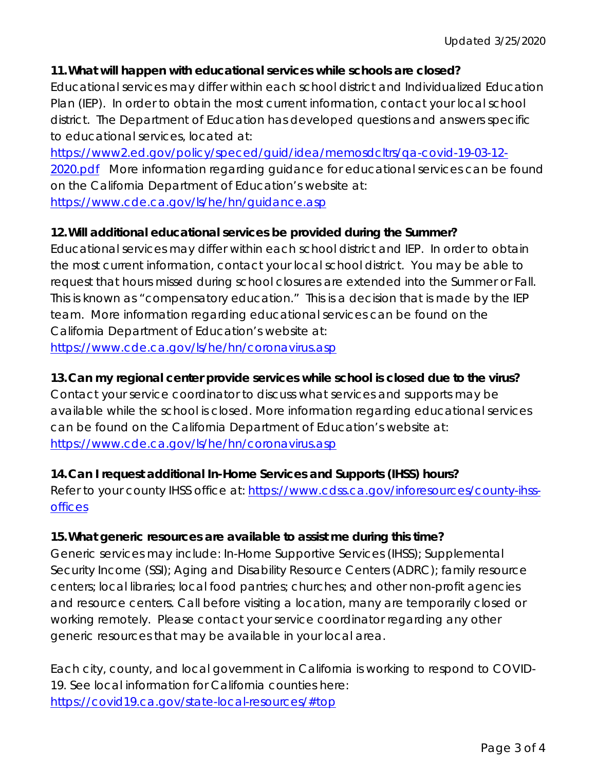Updated 3/25/2020

**11. What will happen with educational services while schools are closed?**

Educational services may differ within each school district and Individualized Education Plan (IEP). In order to obtain the most current information, contact your local school district. The Department of Education has developed questions and answers specific to educational services, located at: https://www2.ed.gov/policy/speced/guid/idea/memosdcltrs/qa-covid-19-03-12-2020.pdf More information regarding guidance for educational services can be found on the California Department of Education's website at: https://www.cde.ca.gov/ls/he/hn/guidance.asp

**12. Will additional educational services be provided during the Summer?**

Educational services may differ within each school district and IEP. In order to obtain the most current information, contact your local school district. You may be able to request that hours missed during school closures are extended into the Summer or Fall. This is known as "compensatory education." This is a decision that is made by the IEP team. More information regarding educational services can be found on the California Department of Education's website at: https://www.cde.ca.gov/ls/he/hn/coronavirus.asp

**13. Can my regional center provide services while school is closed due to the virus?**

Contact your service coordinator to discuss what services and supports may be available while the school is closed. More information regarding educational services can be found on the California Department of Education's website at: https://www.cde.ca.gov/ls/he/hn/coronavirus.asp

**14. Can I request additional In-Home Services and Supports (IHSS) hours?**

Refer to your county IHSS office at: https://www.cdss.ca.gov/inforesources/county-ihss-offices

**15. What generic resources are available to assist me during this time?**

Generic services may include: In-Home Supportive Services (IHSS); Supplemental Security Income (SSI); Aging and Disability Resource Centers (ADRC); family resource centers; local libraries; local food pantries; churches; and other non-profit agencies and resource centers. Call before visiting a location, many are temporarily closed or working remotely. Please contact your service coordinator regarding any other generic resources that may be available in your local area.

Each city, county, and local government in California is working to respond to COVID-19. See local information for California counties here: https://covid19.ca.gov/state-local-resources/#top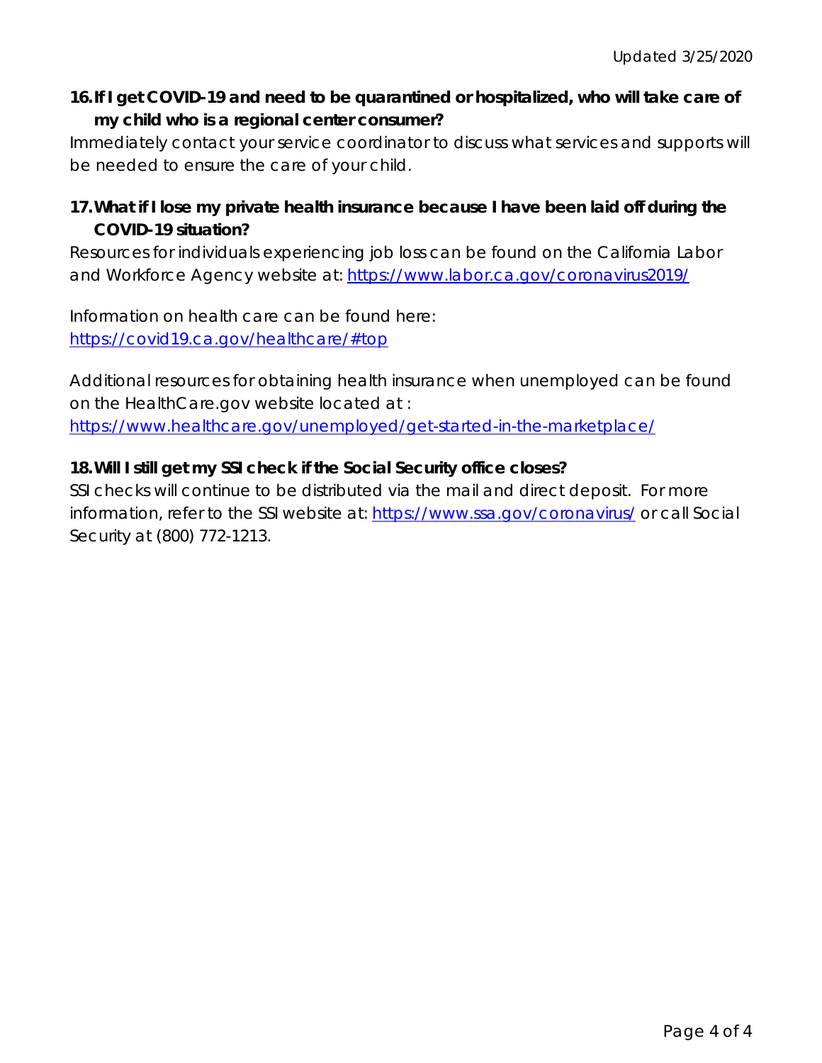Updated 3/25/2020

**16. If I get COVID-19 and need to be quarantined or hospitalized, who will take care of my child who is a regional center consumer?**

Immediately contact your service coordinator to discuss what services and supports will be needed to ensure the care of your child.

**17. What if I lose my private health insurance because I have been laid off during the COVID-19 situation?**

Resources for individuals experiencing job loss can be found on the California Labor and Workforce Agency website at: https://www.labor.ca.gov/coronavirus2019/

Information on health care can be found here: https://covid19.ca.gov/healthcare/#top

Additional resources for obtaining health insurance when unemployed can be found on the HealthCare.gov website located at : https://www.healthcare.gov/unemployed/get-started-in-the-marketplace/

**18. Will I still get my SSI check if the Social Security office closes?**

SSI checks will continue to be distributed via the mail and direct deposit. For more information, refer to the SSI website at: https://www.ssa.gov/coronavirus/ or call Social Security at (800) 772-1213.